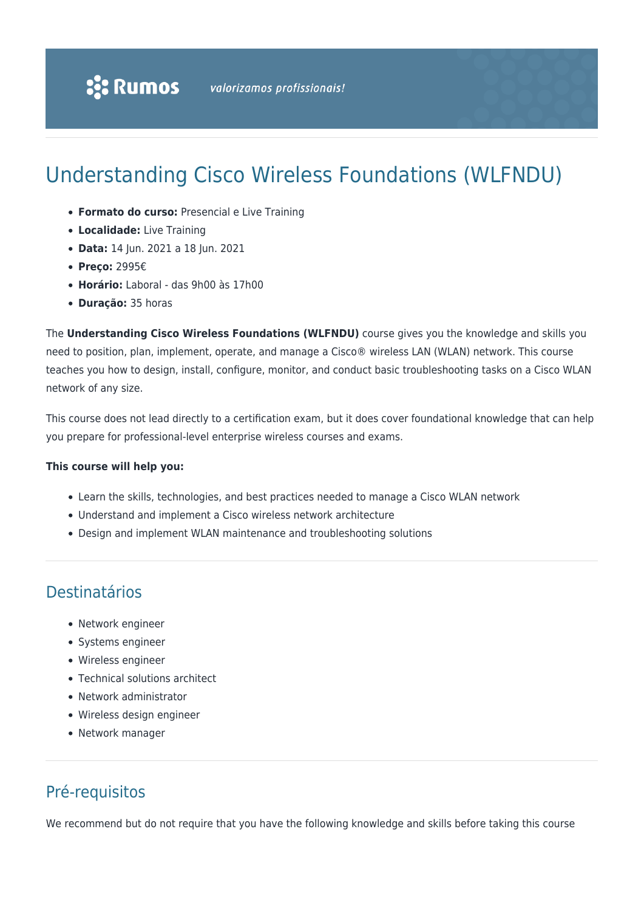# Understanding Cisco Wireless Foundations (WLFNDU)

- **Formato do curso:** Presencial e Live Training
- **Localidade:** Live Training
- **Data:** 14 Jun. 2021 a 18 Jun. 2021
- **Preço:** 2995€
- **Horário:** Laboral - das 9h00 às 17h00
- **Duração:** 35 horas

The **Understanding Cisco Wireless Foundations (WLFNDU)** course gives you the knowledge and skills you need to position, plan, implement, operate, and manage a Cisco® wireless LAN (WLAN) network. This course teaches you how to design, install, configure, monitor, and conduct basic troubleshooting tasks on a Cisco WLAN network of any size.

This course does not lead directly to a certification exam, but it does cover foundational knowledge that can help you prepare for professional-level enterprise wireless courses and exams.

**This course will help you:**

- Learn the skills, technologies, and best practices needed to manage a Cisco WLAN network
- Understand and implement a Cisco wireless network architecture
- Design and implement WLAN maintenance and troubleshooting solutions

## Destinatários

- Network engineer
- Systems engineer
- Wireless engineer
- Technical solutions architect
- Network administrator
- Wireless design engineer
- Network manager

## Pré-requisitos

We recommend but do not require that you have the following knowledge and skills before taking this course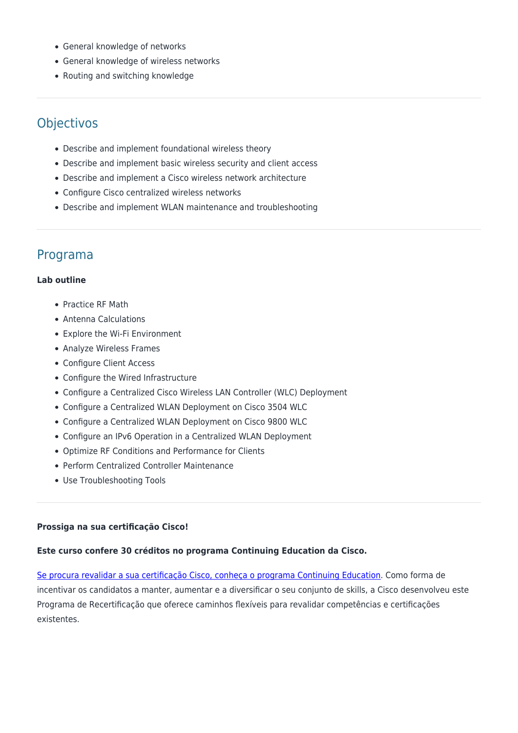- General knowledge of networks
- General knowledge of wireless networks
- Routing and switching knowledge

## Objectivos

- Describe and implement foundational wireless theory
- Describe and implement basic wireless security and client access
- Describe and implement a Cisco wireless network architecture
- Configure Cisco centralized wireless networks
- Describe and implement WLAN maintenance and troubleshooting

## Programa

**Lab outline**

- Practice RF Math
- Antenna Calculations
- Explore the Wi-Fi Environment
- Analyze Wireless Frames
- Configure Client Access
- Configure the Wired Infrastructure
- Configure a Centralized Cisco Wireless LAN Controller (WLC) Deployment
- Configure a Centralized WLAN Deployment on Cisco 3504 WLC
- Configure a Centralized WLAN Deployment on Cisco 9800 WLC
- Configure an IPv6 Operation in a Centralized WLAN Deployment
- Optimize RF Conditions and Performance for Clients
- Perform Centralized Controller Maintenance
- Use Troubleshooting Tools

**Prossiga na sua certificação Cisco!**

**Este curso confere 30 créditos no programa Continuing Education da Cisco.**

Se procura revalidar a sua certificação Cisco, conheça o programa Continuing Education. Como forma de incentivar os candidatos a manter, aumentar e a diversificar o seu conjunto de skills, a Cisco desenvolveu este Programa de Recertificação que oferece caminhos flexíveis para revalidar competências e certificações existentes.